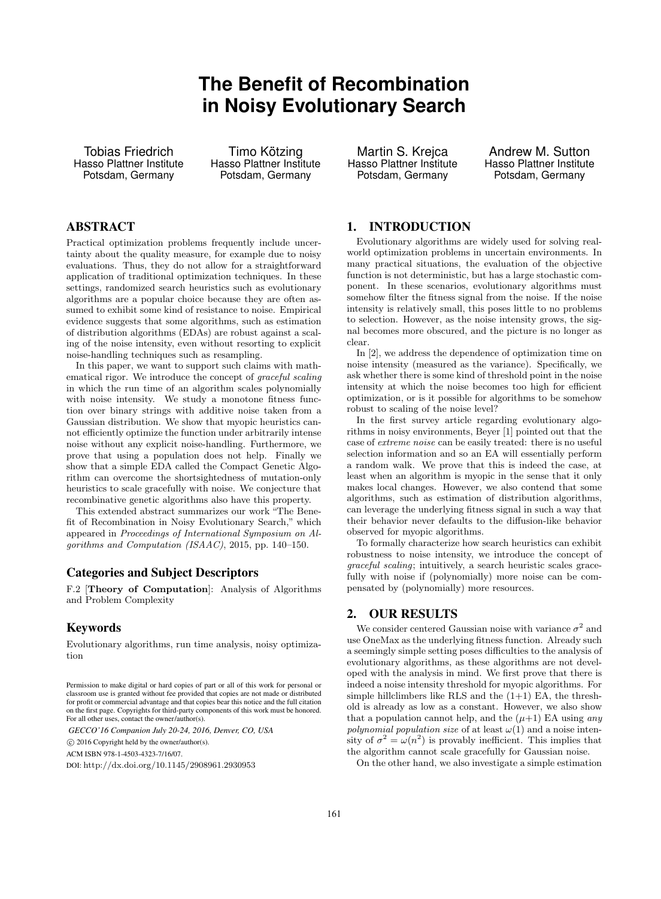# The Benefit of Recombination in Noisy Evolutionary Search

Tobias Friedrich
Hasso Plattner Institute
Potsdam, Germany

Timo Kötzing
Hasso Plattner Institute
Potsdam, Germany

Martin S. Krejca
Hasso Plattner Institute
Potsdam, Germany

Andrew M. Sutton
Hasso Plattner Institute
Potsdam, Germany

## ABSTRACT

Practical optimization problems frequently include uncertainty about the quality measure, for example due to noisy evaluations. Thus, they do not allow for a straightforward application of traditional optimization techniques. In these settings, randomized search heuristics such as evolutionary algorithms are a popular choice because they are often assumed to exhibit some kind of resistance to noise. Empirical evidence suggests that some algorithms, such as estimation of distribution algorithms (EDAs) are robust against a scaling of the noise intensity, even without resorting to explicit noise-handling techniques such as resampling.

In this paper, we want to support such claims with mathematical rigor. We introduce the concept of *graceful scaling* in which the run time of an algorithm scales polynomially with noise intensity. We study a monotone fitness function over binary strings with additive noise taken from a Gaussian distribution. We show that myopic heuristics cannot efficiently optimize the function under arbitrarily intense noise without any explicit noise-handling. Furthermore, we prove that using a population does not help. Finally we show that a simple EDA called the Compact Genetic Algorithm can overcome the shortsightedness of mutation-only heuristics to scale gracefully with noise. We conjecture that recombinative genetic algorithms also have this property.

This extended abstract summarizes our work "The Benefit of Recombination in Noisy Evolutionary Search," which appeared in *Proceedings of International Symposium on Algorithms and Computation (ISAAC)*, 2015, pp. 140–150.

### Categories and Subject Descriptors

F.2 [**Theory of Computation**]: Analysis of Algorithms and Problem Complexity

### Keywords

Evolutionary algorithms, run time analysis, noisy optimization

Permission to make digital or hard copies of part or all of this work for personal or classroom use is granted without fee provided that copies are not made or distributed for profit or commercial advantage and that copies bear this notice and the full citation on the first page. Copyrights for third-party components of this work must be honored. For all other uses, contact the owner/author(s).

*GECCO'16 Companion July 20-24, 2016, Denver, CO, USA*

© 2016 Copyright held by the owner/author(s).

ACM ISBN 978-1-4503-4323-7/16/07.

DOI: http://dx.doi.org/10.1145/2908961.2930953

## 1. INTRODUCTION

Evolutionary algorithms are widely used for solving real-world optimization problems in uncertain environments. In many practical situations, the evaluation of the objective function is not deterministic, but has a large stochastic component. In these scenarios, evolutionary algorithms must somehow filter the fitness signal from the noise. If the noise intensity is relatively small, this poses little to no problems to selection. However, as the noise intensity grows, the signal becomes more obscured, and the picture is no longer as clear.

In [2], we address the dependence of optimization time on noise intensity (measured as the variance). Specifically, we ask whether there is some kind of threshold point in the noise intensity at which the noise becomes too high for efficient optimization, or is it possible for algorithms to be somehow robust to scaling of the noise level?

In the first survey article regarding evolutionary algorithms in noisy environments, Beyer [1] pointed out that the case of *extreme noise* can be easily treated: there is no useful selection information and so an EA will essentially perform a random walk. We prove that this is indeed the case, at least when an algorithm is myopic in the sense that it only makes local changes. However, we also contend that some algorithms, such as estimation of distribution algorithms, can leverage the underlying fitness signal in such a way that their behavior never defaults to the diffusion-like behavior observed for myopic algorithms.

To formally characterize how search heuristics can exhibit robustness to noise intensity, we introduce the concept of *graceful scaling*; intuitively, a search heuristic scales gracefully with noise if (polynomially) more noise can be compensated by (polynomially) more resources.

## 2. OUR RESULTS

We consider centered Gaussian noise with variance $\sigma^2$ and use OneMax as the underlying fitness function. Already such a seemingly simple setting poses difficulties to the analysis of evolutionary algorithms, as these algorithms are not developed with the analysis in mind. We first prove that there is indeed a noise intensity threshold for myopic algorithms. For simple hillclimbers like RLS and the (1+1) EA, the threshold is already as low as a constant. However, we also show that a population cannot help, and the ($\mu$+1) EA using *any polynomial population size* of at least $\omega(1)$ and a noise intensity of $\sigma^2 = \omega(n^2)$ is provably inefficient. This implies that the algorithm cannot scale gracefully for Gaussian noise.

On the other hand, we also investigate a simple estimation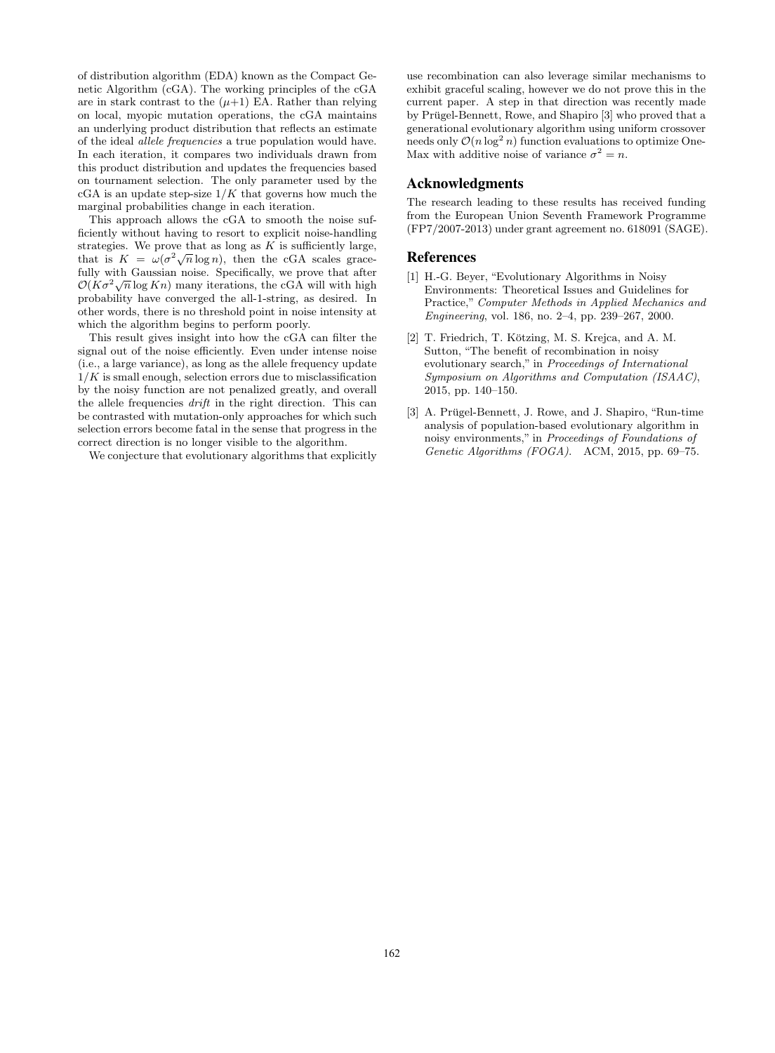of distribution algorithm (EDA) known as the Compact Genetic Algorithm (cGA). The working principles of the cGA are in stark contrast to the ($\mu$+1) EA. Rather than relying on local, myopic mutation operations, the cGA maintains an underlying product distribution that reflects an estimate of the ideal *allele frequencies* a true population would have. In each iteration, it compares two individuals drawn from this product distribution and updates the frequencies based on tournament selection. The only parameter used by the cGA is an update step-size $1/K$ that governs how much the marginal probabilities change in each iteration.

This approach allows the cGA to smooth the noise sufficiently without having to resort to explicit noise-handling strategies. We prove that as long as $K$ is sufficiently large, that is $K = \omega(\sigma^2\sqrt{n}\log n)$, then the cGA scales gracefully with Gaussian noise. Specifically, we prove that after $\mathcal{O}(K\sigma^2\sqrt{n}\log Kn)$ many iterations, the cGA will with high probability have converged the all-1-string, as desired. In other words, there is no threshold point in noise intensity at which the algorithm begins to perform poorly.

This result gives insight into how the cGA can filter the signal out of the noise efficiently. Even under intense noise (i.e., a large variance), as long as the allele frequency update $1/K$ is small enough, selection errors due to misclassification by the noisy function are not penalized greatly, and overall the allele frequencies *drift* in the right direction. This can be contrasted with mutation-only approaches for which such selection errors become fatal in the sense that progress in the correct direction is no longer visible to the algorithm.

We conjecture that evolutionary algorithms that explicitly use recombination can also leverage similar mechanisms to exhibit graceful scaling, however we do not prove this in the current paper. A step in that direction was recently made by Prügel-Bennett, Rowe, and Shapiro [3] who proved that a generational evolutionary algorithm using uniform crossover needs only $\mathcal{O}(n\log^2 n)$ function evaluations to optimize OneMax with additive noise of variance $\sigma^2 = n$.

## Acknowledgments

The research leading to these results has received funding from the European Union Seventh Framework Programme (FP7/2007-2013) under grant agreement no. 618091 (SAGE).

## References

[1] H.-G. Beyer, "Evolutionary Algorithms in Noisy Environments: Theoretical Issues and Guidelines for Practice," *Computer Methods in Applied Mechanics and Engineering*, vol. 186, no. 2–4, pp. 239–267, 2000.

[2] T. Friedrich, T. Kötzing, M. S. Krejca, and A. M. Sutton, "The benefit of recombination in noisy evolutionary search," in *Proceedings of International Symposium on Algorithms and Computation (ISAAC)*, 2015, pp. 140–150.

[3] A. Prügel-Bennett, J. Rowe, and J. Shapiro, "Run-time analysis of population-based evolutionary algorithm in noisy environments," in *Proceedings of Foundations of Genetic Algorithms (FOGA)*. ACM, 2015, pp. 69–75.